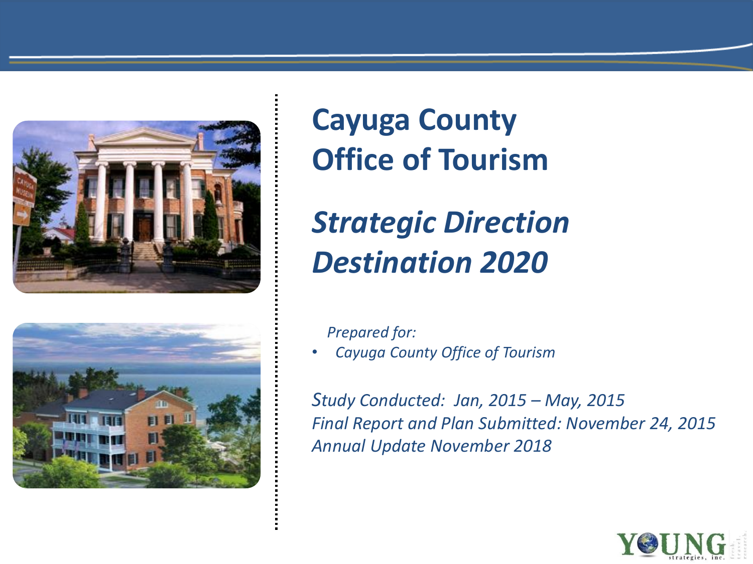# Cayuga County Office of Tourism

## *Strategic Direction Destination 2020*

*Prepared for:*

- *Cayuga County Office of Tourism*

*Study Conducted: Jan, 2015 – May, 2015*
*Final Report and Plan Submitted: November 24, 2015*
*Annual Update November 2018*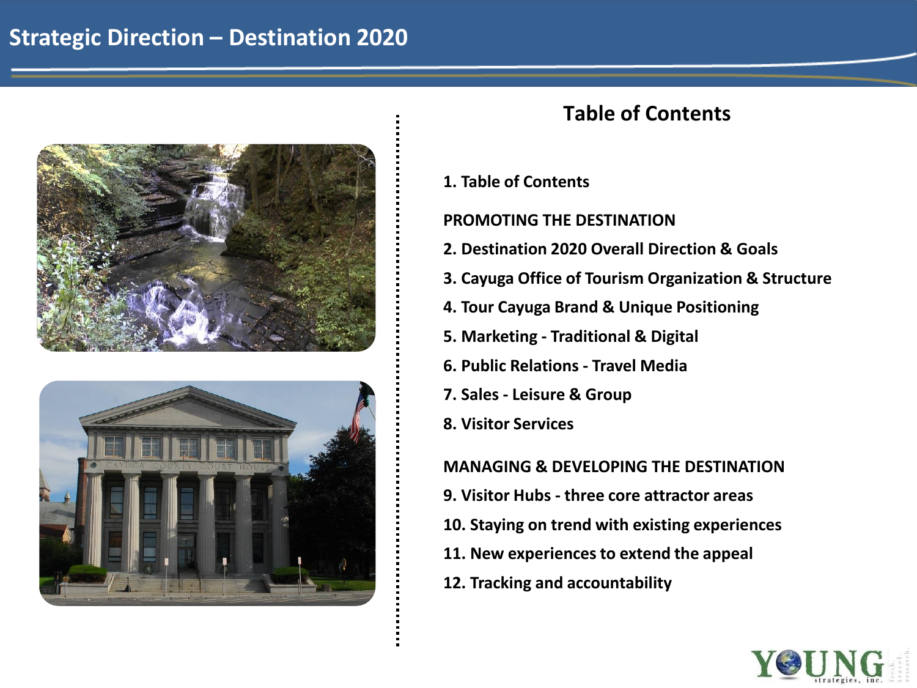# Strategic Direction – Destination 2020

## Table of Contents

1. Table of Contents

**PROMOTING THE DESTINATION**

2. Destination 2020 Overall Direction & Goals
3. Cayuga Office of Tourism Organization & Structure
4. Tour Cayuga Brand & Unique Positioning
5. Marketing - Traditional & Digital
6. Public Relations - Travel Media
7. Sales - Leisure & Group
8. Visitor Services

**MANAGING & DEVELOPING THE DESTINATION**

9. Visitor Hubs - three core attractor areas
10. Staying on trend with existing experiences
11. New experiences to extend the appeal
12. Tracking and accountability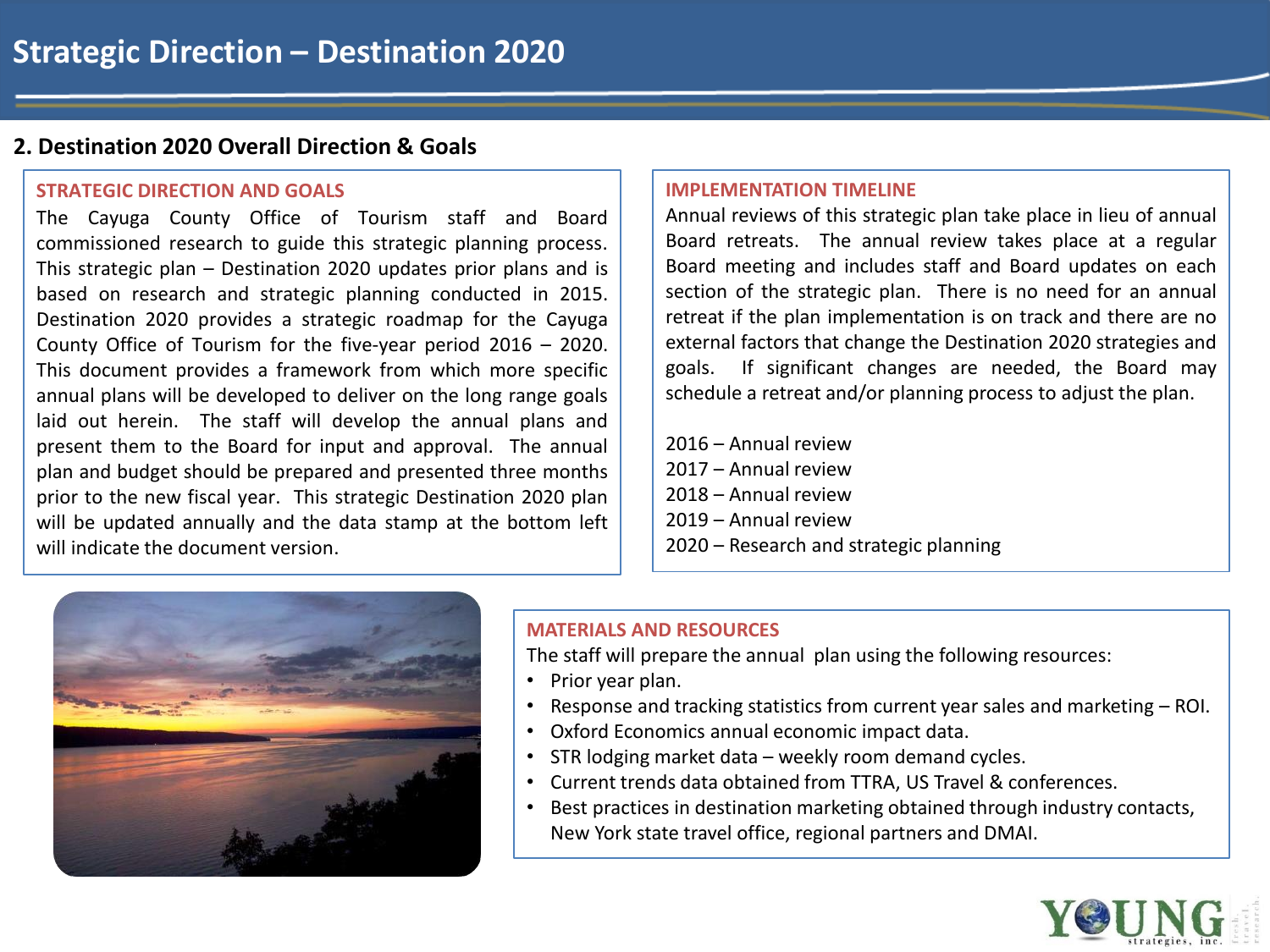# Strategic Direction – Destination 2020

## 2. Destination 2020 Overall Direction & Goals

### STRATEGIC DIRECTION AND GOALS

The Cayuga County Office of Tourism staff and Board commissioned research to guide this strategic planning process. This strategic plan – Destination 2020 updates prior plans and is based on research and strategic planning conducted in 2015. Destination 2020 provides a strategic roadmap for the Cayuga County Office of Tourism for the five-year period 2016 – 2020. This document provides a framework from which more specific annual plans will be developed to deliver on the long range goals laid out herein. The staff will develop the annual plans and present them to the Board for input and approval. The annual plan and budget should be prepared and presented three months prior to the new fiscal year. This strategic Destination 2020 plan will be updated annually and the data stamp at the bottom left will indicate the document version.

### IMPLEMENTATION TIMELINE

Annual reviews of this strategic plan take place in lieu of annual Board retreats. The annual review takes place at a regular Board meeting and includes staff and Board updates on each section of the strategic plan. There is no need for an annual retreat if the plan implementation is on track and there are no external factors that change the Destination 2020 strategies and goals. If significant changes are needed, the Board may schedule a retreat and/or planning process to adjust the plan.

2016 – Annual review
2017 – Annual review
2018 – Annual review
2019 – Annual review
2020 – Research and strategic planning

### MATERIALS AND RESOURCES

The staff will prepare the annual plan using the following resources:

- Prior year plan.
- Response and tracking statistics from current year sales and marketing – ROI.
- Oxford Economics annual economic impact data.
- STR lodging market data – weekly room demand cycles.
- Current trends data obtained from TTRA, US Travel & conferences.
- Best practices in destination marketing obtained through industry contacts, New York state travel office, regional partners and DMAI.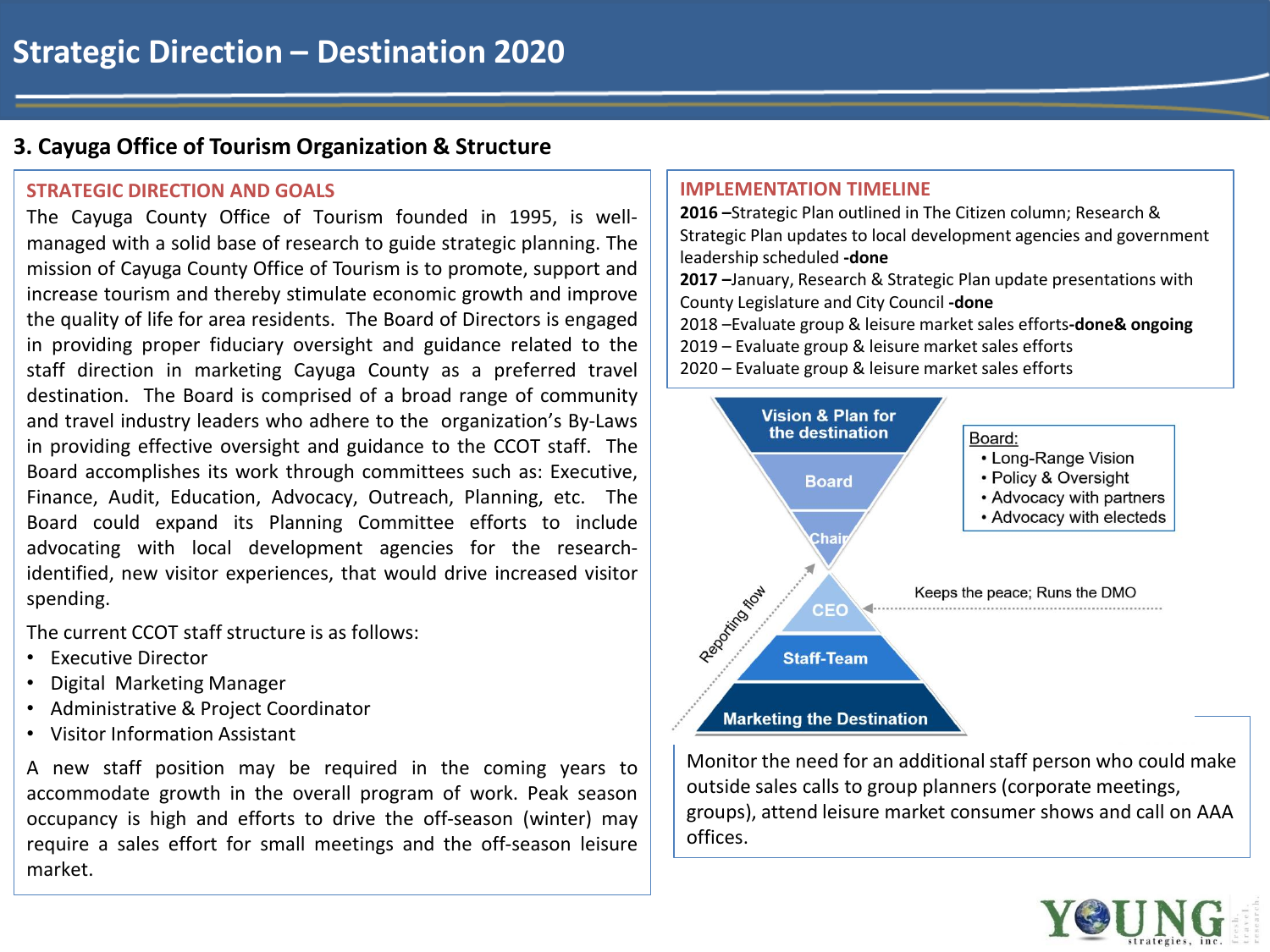# Strategic Direction – Destination 2020

## 3. Cayuga Office of Tourism Organization & Structure

### STRATEGIC DIRECTION AND GOALS

The Cayuga County Office of Tourism founded in 1995, is well-managed with a solid base of research to guide strategic planning. The mission of Cayuga County Office of Tourism is to promote, support and increase tourism and thereby stimulate economic growth and improve the quality of life for area residents. The Board of Directors is engaged in providing proper fiduciary oversight and guidance related to the staff direction in marketing Cayuga County as a preferred travel destination. The Board is comprised of a broad range of community and travel industry leaders who adhere to the organization's By-Laws in providing effective oversight and guidance to the CCOT staff. The Board accomplishes its work through committees such as: Executive, Finance, Audit, Education, Advocacy, Outreach, Planning, etc. The Board could expand its Planning Committee efforts to include advocating with local development agencies for the research-identified, new visitor experiences, that would drive increased visitor spending.

The current CCOT staff structure is as follows:

- Executive Director
- Digital Marketing Manager
- Administrative & Project Coordinator
- Visitor Information Assistant

A new staff position may be required in the coming years to accommodate growth in the overall program of work. Peak season occupancy is high and efforts to drive the off-season (winter) may require a sales effort for small meetings and the off-season leisure market.

### IMPLEMENTATION TIMELINE

**2016 –**Strategic Plan outlined in The Citizen column; Research & Strategic Plan updates to local development agencies and government leadership scheduled **-done**

**2017 –**January, Research & Strategic Plan update presentations with County Legislature and City Council **-done**

2018 –Evaluate group & leisure market sales efforts**-done& ongoing**

2019 – Evaluate group & leisure market sales efforts

2020 – Evaluate group & leisure market sales efforts

Vision & Plan for the destination

Board

Chair

CEO

Staff-Team

Marketing the Destination

Reporting flow

Keeps the peace; Runs the DMO

Board:
- Long-Range Vision
- Policy & Oversight
- Advocacy with partners
- Advocacy with electeds

Monitor the need for an additional staff person who could make outside sales calls to group planners (corporate meetings, groups), attend leisure market consumer shows and call on AAA offices.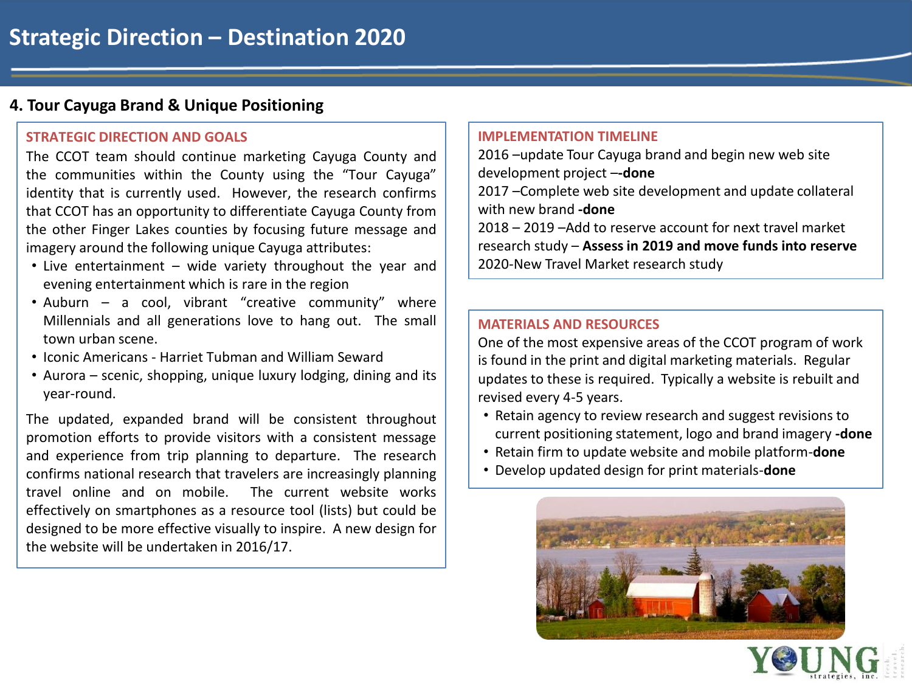# Strategic Direction – Destination 2020

## 4. Tour Cayuga Brand & Unique Positioning

### STRATEGIC DIRECTION AND GOALS

The CCOT team should continue marketing Cayuga County and the communities within the County using the "Tour Cayuga" identity that is currently used. However, the research confirms that CCOT has an opportunity to differentiate Cayuga County from the other Finger Lakes counties by focusing future message and imagery around the following unique Cayuga attributes:

- Live entertainment – wide variety throughout the year and evening entertainment which is rare in the region
- Auburn – a cool, vibrant "creative community" where Millennials and all generations love to hang out. The small town urban scene.
- Iconic Americans - Harriet Tubman and William Seward
- Aurora – scenic, shopping, unique luxury lodging, dining and its year-round.

The updated, expanded brand will be consistent throughout promotion efforts to provide visitors with a consistent message and experience from trip planning to departure. The research confirms national research that travelers are increasingly planning travel online and on mobile. The current website works effectively on smartphones as a resource tool (lists) but could be designed to be more effective visually to inspire. A new design for the website will be undertaken in 2016/17.

### IMPLEMENTATION TIMELINE

2016 –update Tour Cayuga brand and begin new web site development project –**-done**

2017 –Complete web site development and update collateral with new brand **-done**

2018 – 2019 –Add to reserve account for next travel market research study – **Assess in 2019 and move funds into reserve**

2020-New Travel Market research study

### MATERIALS AND RESOURCES

One of the most expensive areas of the CCOT program of work is found in the print and digital marketing materials. Regular updates to these is required. Typically a website is rebuilt and revised every 4-5 years.

- Retain agency to review research and suggest revisions to current positioning statement, logo and brand imagery **-done**
- Retain firm to update website and mobile platform-**done**
- Develop updated design for print materials-**done**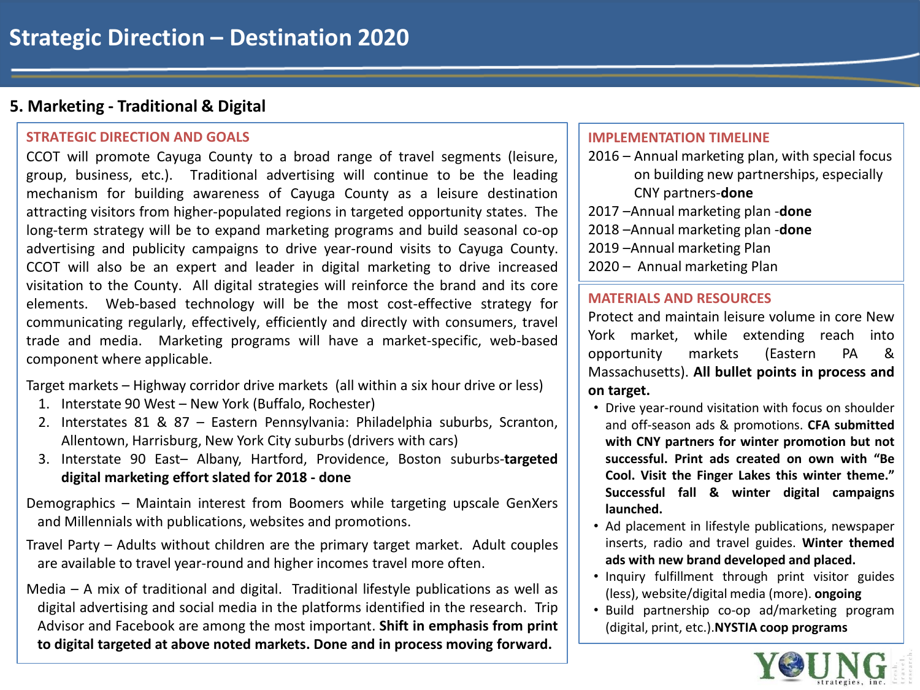# Strategic Direction – Destination 2020

## 5. Marketing - Traditional & Digital

### STRATEGIC DIRECTION AND GOALS

CCOT will promote Cayuga County to a broad range of travel segments (leisure, group, business, etc.). Traditional advertising will continue to be the leading mechanism for building awareness of Cayuga County as a leisure destination attracting visitors from higher-populated regions in targeted opportunity states. The long-term strategy will be to expand marketing programs and build seasonal co-op advertising and publicity campaigns to drive year-round visits to Cayuga County. CCOT will also be an expert and leader in digital marketing to drive increased visitation to the County. All digital strategies will reinforce the brand and its core elements. Web-based technology will be the most cost-effective strategy for communicating regularly, effectively, efficiently and directly with consumers, travel trade and media. Marketing programs will have a market-specific, web-based component where applicable.

Target markets – Highway corridor drive markets (all within a six hour drive or less)

1. Interstate 90 West – New York (Buffalo, Rochester)
2. Interstates 81 & 87 – Eastern Pennsylvania: Philadelphia suburbs, Scranton, Allentown, Harrisburg, New York City suburbs (drivers with cars)
3. Interstate 90 East– Albany, Hartford, Providence, Boston suburbs-**targeted digital marketing effort slated for 2018 - done**

Demographics – Maintain interest from Boomers while targeting upscale GenXers and Millennials with publications, websites and promotions.

Travel Party – Adults without children are the primary target market. Adult couples are available to travel year-round and higher incomes travel more often.

Media – A mix of traditional and digital. Traditional lifestyle publications as well as digital advertising and social media in the platforms identified in the research. Trip Advisor and Facebook are among the most important. **Shift in emphasis from print to digital targeted at above noted markets. Done and in process moving forward.**

### IMPLEMENTATION TIMELINE

2016 – Annual marketing plan, with special focus on building new partnerships, especially CNY partners-**done**
2017 –Annual marketing plan -**done**
2018 –Annual marketing plan -**done**
2019 –Annual marketing Plan
2020 – Annual marketing Plan

### MATERIALS AND RESOURCES

Protect and maintain leisure volume in core New York market, while extending reach into opportunity markets (Eastern PA & Massachusetts). **All bullet points in process and on target.**

- Drive year-round visitation with focus on shoulder and off-season ads & promotions. **CFA submitted with CNY partners for winter promotion but not successful. Print ads created on own with "Be Cool. Visit the Finger Lakes this winter theme." Successful fall & winter digital campaigns launched.**
- Ad placement in lifestyle publications, newspaper inserts, radio and travel guides. **Winter themed ads with new brand developed and placed.**
- Inquiry fulfillment through print visitor guides (less), website/digital media (more). **ongoing**
- Build partnership co-op ad/marketing program (digital, print, etc.).**NYSTIA coop programs**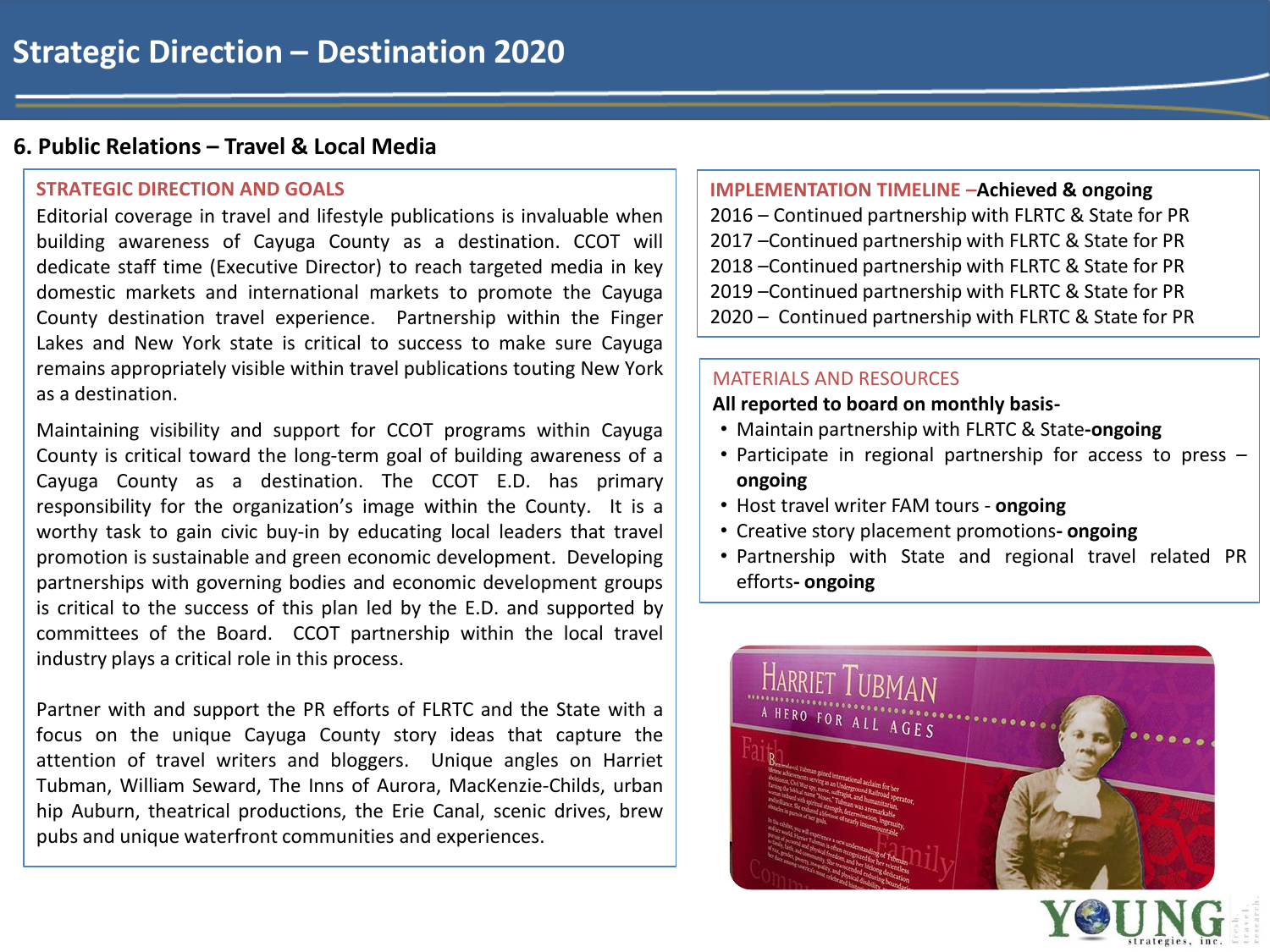# Strategic Direction – Destination 2020

## 6. Public Relations – Travel & Local Media

### STRATEGIC DIRECTION AND GOALS

Editorial coverage in travel and lifestyle publications is invaluable when building awareness of Cayuga County as a destination. CCOT will dedicate staff time (Executive Director) to reach targeted media in key domestic markets and international markets to promote the Cayuga County destination travel experience. Partnership within the Finger Lakes and New York state is critical to success to make sure Cayuga remains appropriately visible within travel publications touting New York as a destination.

Maintaining visibility and support for CCOT programs within Cayuga County is critical toward the long-term goal of building awareness of a Cayuga County as a destination. The CCOT E.D. has primary responsibility for the organization's image within the County. It is a worthy task to gain civic buy-in by educating local leaders that travel promotion is sustainable and green economic development. Developing partnerships with governing bodies and economic development groups is critical to the success of this plan led by the E.D. and supported by committees of the Board. CCOT partnership within the local travel industry plays a critical role in this process.

Partner with and support the PR efforts of FLRTC and the State with a focus on the unique Cayuga County story ideas that capture the attention of travel writers and bloggers. Unique angles on Harriet Tubman, William Seward, The Inns of Aurora, MacKenzie-Childs, urban hip Auburn, theatrical productions, the Erie Canal, scenic drives, brew pubs and unique waterfront communities and experiences.

### IMPLEMENTATION TIMELINE – **Achieved & ongoing**

2016 – Continued partnership with FLRTC & State for PR
2017 – Continued partnership with FLRTC & State for PR
2018 – Continued partnership with FLRTC & State for PR
2019 – Continued partnership with FLRTC & State for PR
2020 – Continued partnership with FLRTC & State for PR

### MATERIALS AND RESOURCES

**All reported to board on monthly basis-**

- Maintain partnership with FLRTC & State-**ongoing**
- Participate in regional partnership for access to press – **ongoing**
- Host travel writer FAM tours - **ongoing**
- Creative story placement promotions- **ongoing**
- Partnership with State and regional travel related PR efforts- **ongoing**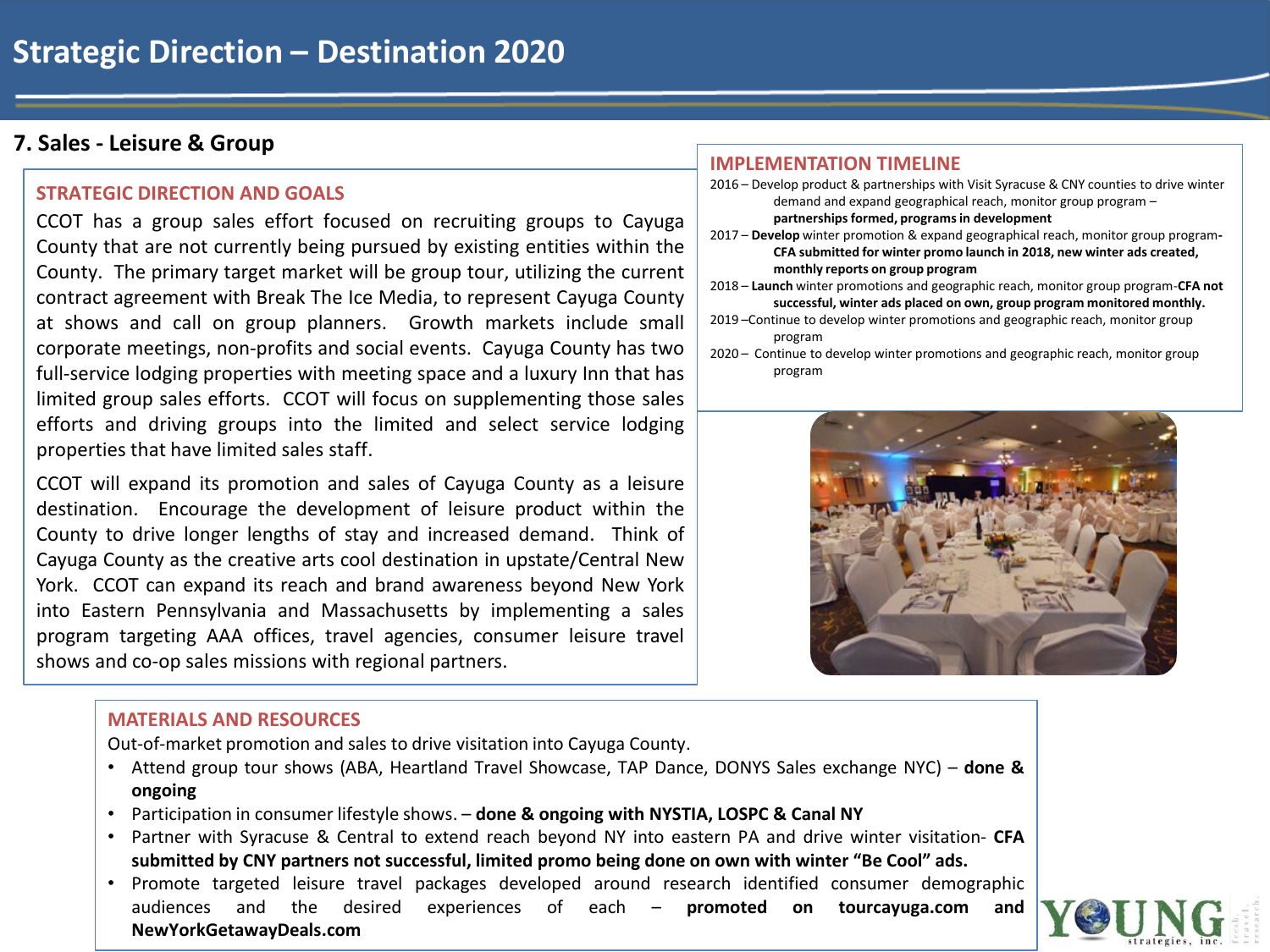# Strategic Direction – Destination 2020

## 7. Sales - Leisure & Group

### STRATEGIC DIRECTION AND GOALS

CCOT has a group sales effort focused on recruiting groups to Cayuga County that are not currently being pursued by existing entities within the County. The primary target market will be group tour, utilizing the current contract agreement with Break The Ice Media, to represent Cayuga County at shows and call on group planners. Growth markets include small corporate meetings, non-profits and social events. Cayuga County has two full-service lodging properties with meeting space and a luxury Inn that has limited group sales efforts. CCOT will focus on supplementing those sales efforts and driving groups into the limited and select service lodging properties that have limited sales staff.

CCOT will expand its promotion and sales of Cayuga County as a leisure destination. Encourage the development of leisure product within the County to drive longer lengths of stay and increased demand. Think of Cayuga County as the creative arts cool destination in upstate/Central New York. CCOT can expand its reach and brand awareness beyond New York into Eastern Pennsylvania and Massachusetts by implementing a sales program targeting AAA offices, travel agencies, consumer leisure travel shows and co-op sales missions with regional partners.

### IMPLEMENTATION TIMELINE

2016 – Develop product & partnerships with Visit Syracuse & CNY counties to drive winter demand and expand geographical reach, monitor group program – **partnerships formed, programs in development**

2017 – **Develop** winter promotion & expand geographical reach, monitor group program- **CFA submitted for winter promo launch in 2018, new winter ads created, monthly reports on group program**

2018 – **Launch** winter promotions and geographic reach, monitor group program-**CFA not successful, winter ads placed on own, group program monitored monthly.**

2019 –Continue to develop winter promotions and geographic reach, monitor group program

2020 – Continue to develop winter promotions and geographic reach, monitor group program

### MATERIALS AND RESOURCES

Out-of-market promotion and sales to drive visitation into Cayuga County.

- Attend group tour shows (ABA, Heartland Travel Showcase, TAP Dance, DONYS Sales exchange NYC) – **done & ongoing**
- Participation in consumer lifestyle shows. – **done & ongoing with NYSTIA, LOSPC & Canal NY**
- Partner with Syracuse & Central to extend reach beyond NY into eastern PA and drive winter visitation- **CFA submitted by CNY partners not successful, limited promo being done on own with winter "Be Cool" ads.**
- Promote targeted leisure travel packages developed around research identified consumer demographic audiences and the desired experiences of each – **promoted on tourcayuga.com and NewYorkGetawayDeals.com**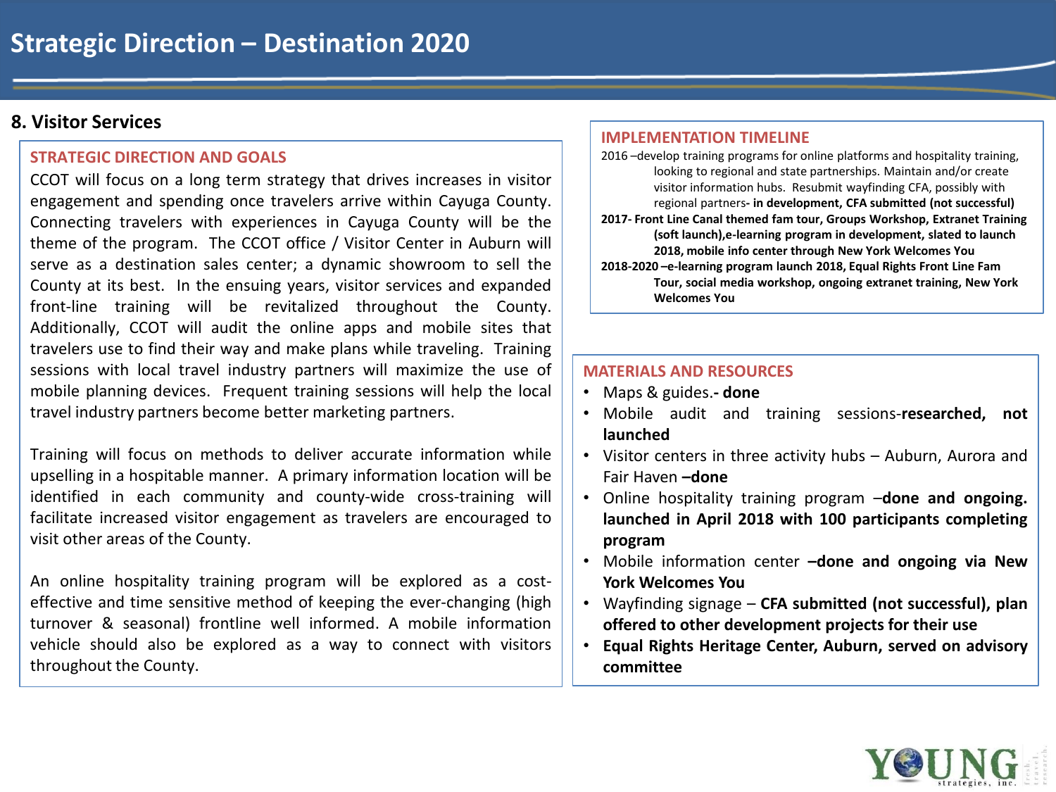# Strategic Direction – Destination 2020

## 8. Visitor Services

### STRATEGIC DIRECTION AND GOALS

CCOT will focus on a long term strategy that drives increases in visitor engagement and spending once travelers arrive within Cayuga County. Connecting travelers with experiences in Cayuga County will be the theme of the program. The CCOT office / Visitor Center in Auburn will serve as a destination sales center; a dynamic showroom to sell the County at its best. In the ensuing years, visitor services and expanded front-line training will be revitalized throughout the County. Additionally, CCOT will audit the online apps and mobile sites that travelers use to find their way and make plans while traveling. Training sessions with local travel industry partners will maximize the use of mobile planning devices. Frequent training sessions will help the local travel industry partners become better marketing partners.

Training will focus on methods to deliver accurate information while upselling in a hospitable manner. A primary information location will be identified in each community and county-wide cross-training will facilitate increased visitor engagement as travelers are encouraged to visit other areas of the County.

An online hospitality training program will be explored as a cost-effective and time sensitive method of keeping the ever-changing (high turnover & seasonal) frontline well informed. A mobile information vehicle should also be explored as a way to connect with visitors throughout the County.

### IMPLEMENTATION TIMELINE

2016 –develop training programs for online platforms and hospitality training, looking to regional and state partnerships. Maintain and/or create visitor information hubs. Resubmit wayfinding CFA, possibly with regional partners**- in development, CFA submitted (not successful)**

**2017- Front Line Canal themed fam tour, Groups Workshop, Extranet Training (soft launch),e-learning program in development, slated to launch 2018, mobile info center through New York Welcomes You**

**2018-2020 –e-learning program launch 2018, Equal Rights Front Line Fam Tour, social media workshop, ongoing extranet training, New York Welcomes You**

### MATERIALS AND RESOURCES

- Maps & guides.**- done**
- Mobile audit and training sessions-**researched, not launched**
- Visitor centers in three activity hubs – Auburn, Aurora and Fair Haven **–done**
- Online hospitality training program –**done and ongoing. launched in April 2018 with 100 participants completing program**
- Mobile information center **–done and ongoing via New York Welcomes You**
- Wayfinding signage – **CFA submitted (not successful), plan offered to other development projects for their use**
- **Equal Rights Heritage Center, Auburn, served on advisory committee**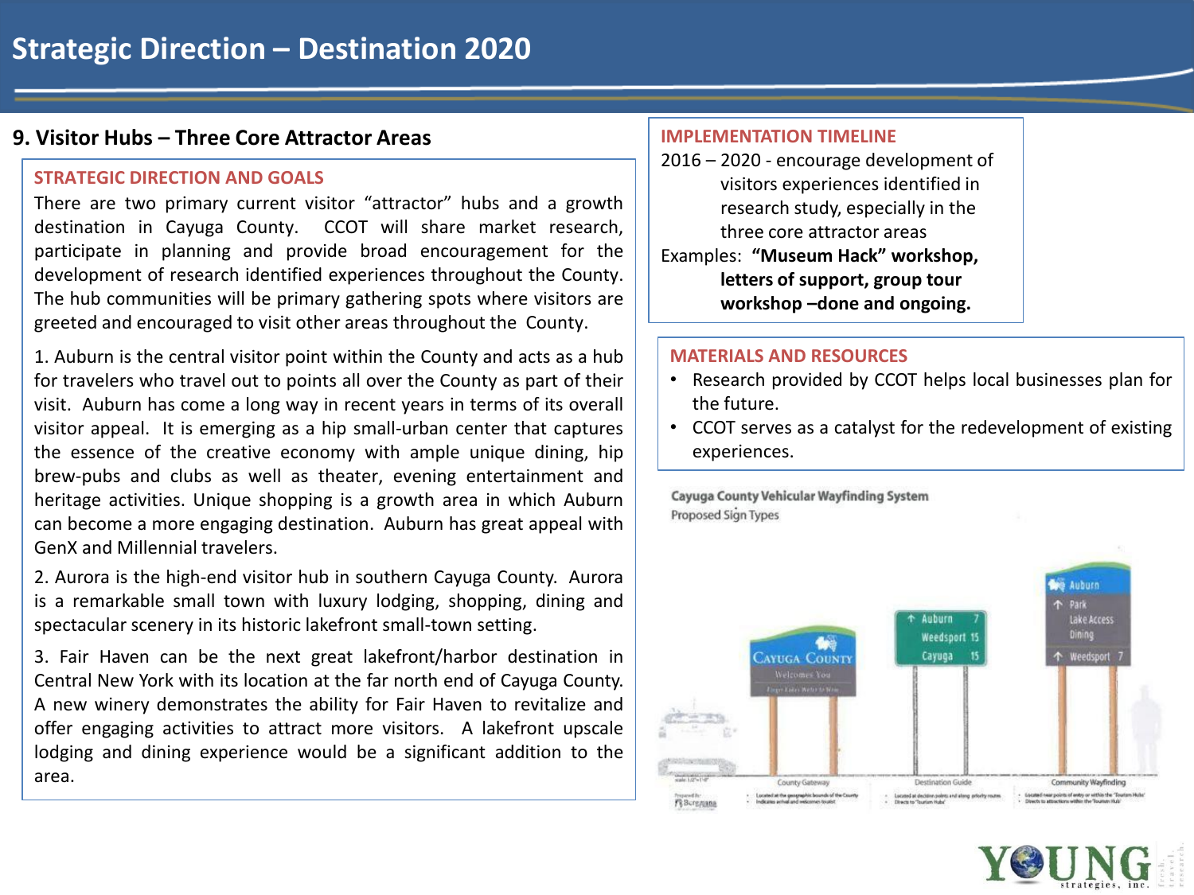# Strategic Direction – Destination 2020

## 9. Visitor Hubs – Three Core Attractor Areas

### STRATEGIC DIRECTION AND GOALS

There are two primary current visitor "attractor" hubs and a growth destination in Cayuga County. CCOT will share market research, participate in planning and provide broad encouragement for the development of research identified experiences throughout the County. The hub communities will be primary gathering spots where visitors are greeted and encouraged to visit other areas throughout the County.

1. Auburn is the central visitor point within the County and acts as a hub for travelers who travel out to points all over the County as part of their visit. Auburn has come a long way in recent years in terms of its overall visitor appeal. It is emerging as a hip small-urban center that captures the essence of the creative economy with ample unique dining, hip brew-pubs and clubs as well as theater, evening entertainment and heritage activities. Unique shopping is a growth area in which Auburn can become a more engaging destination. Auburn has great appeal with GenX and Millennial travelers.

2. Aurora is the high-end visitor hub in southern Cayuga County. Aurora is a remarkable small town with luxury lodging, shopping, dining and spectacular scenery in its historic lakefront small-town setting.

3. Fair Haven can be the next great lakefront/harbor destination in Central New York with its location at the far north end of Cayuga County. A new winery demonstrates the ability for Fair Haven to revitalize and offer engaging activities to attract more visitors. A lakefront upscale lodging and dining experience would be a significant addition to the area.

### IMPLEMENTATION TIMELINE

2016 – 2020 - encourage development of visitors experiences identified in research study, especially in the three core attractor areas

Examples: **"Museum Hack" workshop, letters of support, group tour workshop –done and ongoing.**

### MATERIALS AND RESOURCES

- Research provided by CCOT helps local businesses plan for the future.
- CCOT serves as a catalyst for the redevelopment of existing experiences.

Cayuga County Vehicular Wayfinding System
Proposed Sign Types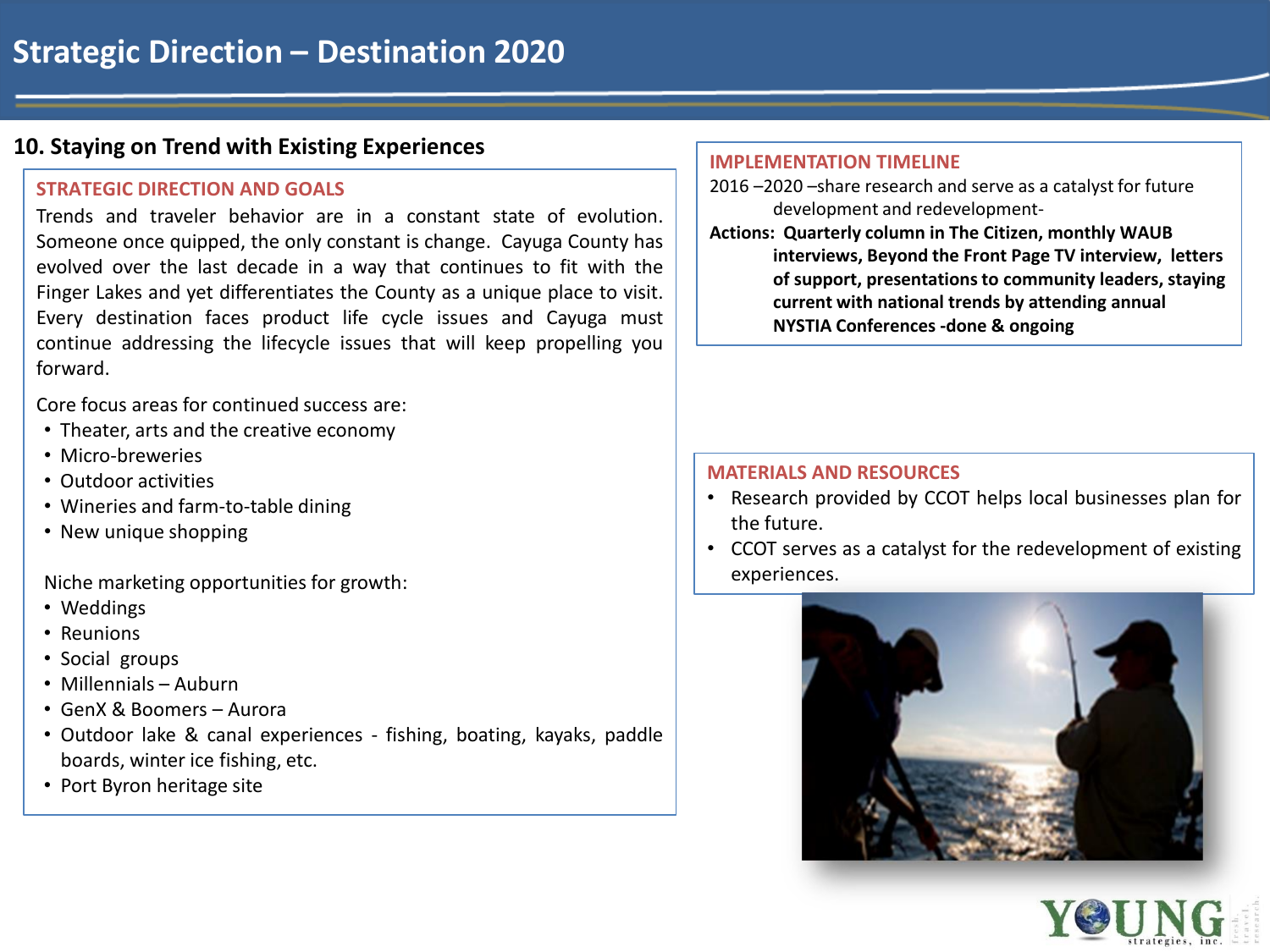# Strategic Direction – Destination 2020

## 10. Staying on Trend with Existing Experiences

### STRATEGIC DIRECTION AND GOALS

Trends and traveler behavior are in a constant state of evolution. Someone once quipped, the only constant is change. Cayuga County has evolved over the last decade in a way that continues to fit with the Finger Lakes and yet differentiates the County as a unique place to visit. Every destination faces product life cycle issues and Cayuga must continue addressing the lifecycle issues that will keep propelling you forward.

Core focus areas for continued success are:

- Theater, arts and the creative economy
- Micro-breweries
- Outdoor activities
- Wineries and farm-to-table dining
- New unique shopping

Niche marketing opportunities for growth:

- Weddings
- Reunions
- Social groups
- Millennials – Auburn
- GenX & Boomers – Aurora
- Outdoor lake & canal experiences - fishing, boating, kayaks, paddle boards, winter ice fishing, etc.
- Port Byron heritage site

### IMPLEMENTATION TIMELINE

2016 –2020 –share research and serve as a catalyst for future development and redevelopment-

**Actions: Quarterly column in The Citizen, monthly WAUB interviews, Beyond the Front Page TV interview, letters of support, presentations to community leaders, staying current with national trends by attending annual NYSTIA Conferences -done & ongoing**

### MATERIALS AND RESOURCES

- Research provided by CCOT helps local businesses plan for the future.
- CCOT serves as a catalyst for the redevelopment of existing experiences.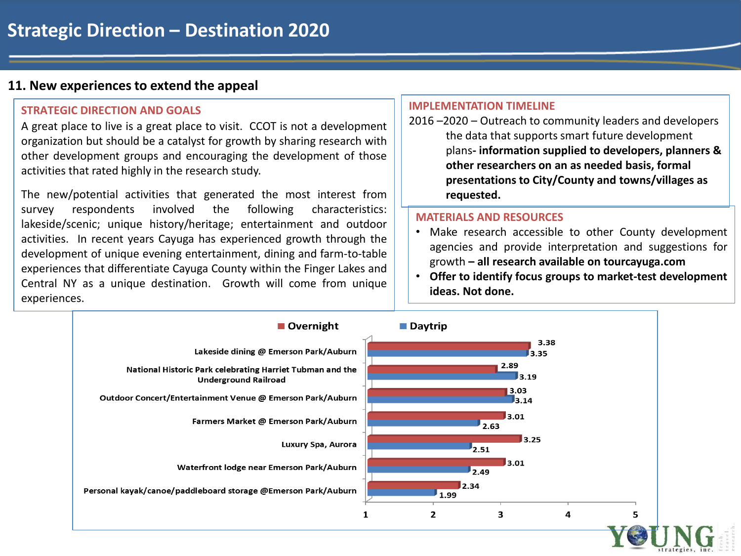# Strategic Direction – Destination 2020

## 11. New experiences to extend the appeal

### STRATEGIC DIRECTION AND GOALS

A great place to live is a great place to visit. CCOT is not a development organization but should be a catalyst for growth by sharing research with other development groups and encouraging the development of those activities that rated highly in the research study.

The new/potential activities that generated the most interest from survey respondents involved the following characteristics: lakeside/scenic; unique history/heritage; entertainment and outdoor activities. In recent years Cayuga has experienced growth through the development of unique evening entertainment, dining and farm-to-table experiences that differentiate Cayuga County within the Finger Lakes and Central NY as a unique destination. Growth will come from unique experiences.

### IMPLEMENTATION TIMELINE

2016 –2020 – Outreach to community leaders and developers the data that supports smart future development plans- **information supplied to developers, planners & other researchers on an as needed basis, formal presentations to City/County and towns/villages as requested.**

### MATERIALS AND RESOURCES

- Make research accessible to other County development agencies and provide interpretation and suggestions for growth **– all research available on tourcayuga.com**
- **Offer to identify focus groups to market-test development ideas. Not done.**

| Activity | Overnight | Daytrip |
|---|---|---|
| Lakeside dining @ Emerson Park/Auburn | 3.38 | 3.35 |
| National Historic Park celebrating Harriet Tubman and the Underground Railroad | 2.89 | 3.19 |
| Outdoor Concert/Entertainment Venue @ Emerson Park/Auburn | 3.03 | 3.14 |
| Farmers Market @ Emerson Park/Auburn | 3.01 | 2.63 |
| Luxury Spa, Aurora | 3.25 | 2.51 |
| Waterfront lodge near Emerson Park/Auburn | 3.01 | 2.49 |
| Personal kayak/canoe/paddleboard storage @Emerson Park/Auburn | 2.34 | 1.99 |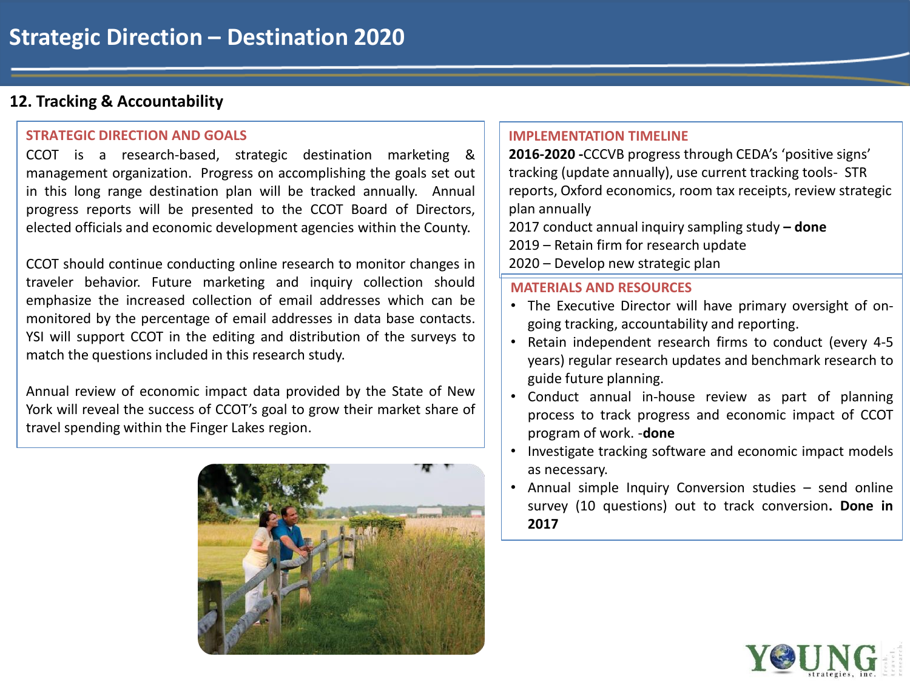# Strategic Direction – Destination 2020

## 12. Tracking & Accountability

### STRATEGIC DIRECTION AND GOALS

CCOT is a research-based, strategic destination marketing & management organization. Progress on accomplishing the goals set out in this long range destination plan will be tracked annually. Annual progress reports will be presented to the CCOT Board of Directors, elected officials and economic development agencies within the County.

CCOT should continue conducting online research to monitor changes in traveler behavior. Future marketing and inquiry collection should emphasize the increased collection of email addresses which can be monitored by the percentage of email addresses in data base contacts. YSI will support CCOT in the editing and distribution of the surveys to match the questions included in this research study.

Annual review of economic impact data provided by the State of New York will reveal the success of CCOT's goal to grow their market share of travel spending within the Finger Lakes region.

### IMPLEMENTATION TIMELINE

**2016-2020 -**CCCVB progress through CEDA's 'positive signs' tracking (update annually), use current tracking tools- STR reports, Oxford economics, room tax receipts, review strategic plan annually

2017 conduct annual inquiry sampling study **– done**

2019 – Retain firm for research update

2020 – Develop new strategic plan

### MATERIALS AND RESOURCES

- The Executive Director will have primary oversight of on-going tracking, accountability and reporting.
- Retain independent research firms to conduct (every 4-5 years) regular research updates and benchmark research to guide future planning.
- Conduct annual in-house review as part of planning process to track progress and economic impact of CCOT program of work. -**done**
- Investigate tracking software and economic impact models as necessary.
- Annual simple Inquiry Conversion studies – send online survey (10 questions) out to track conversion**. Done in 2017**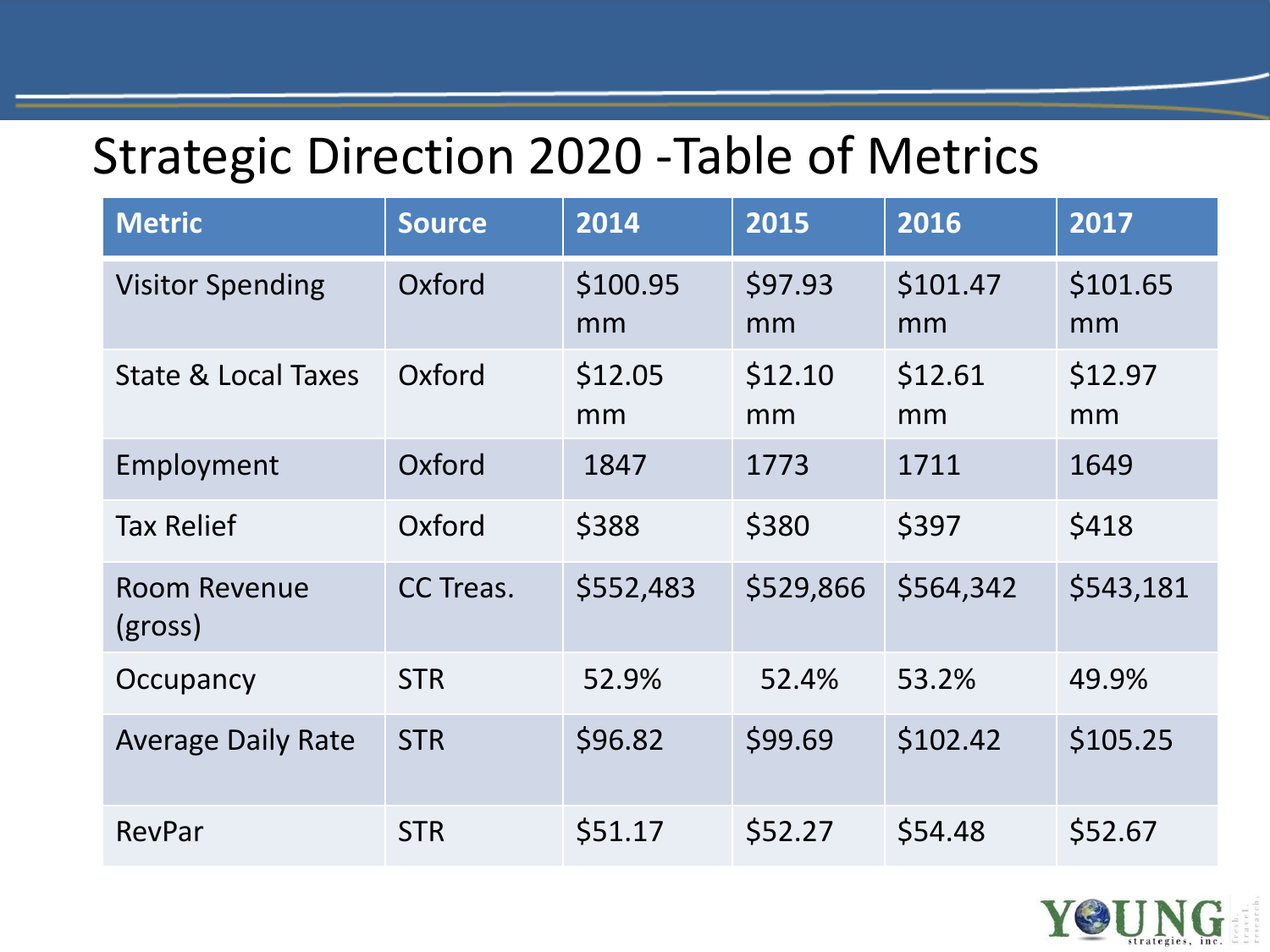# Strategic Direction 2020 -Table of Metrics

| Metric | Source | 2014 | 2015 | 2016 | 2017 |
|---|---|---|---|---|---|
| Visitor Spending | Oxford | $100.95 mm | $97.93 mm | $101.47 mm | $101.65 mm |
| State & Local Taxes | Oxford | $12.05 mm | $12.10 mm | $12.61 mm | $12.97 mm |
| Employment | Oxford | 1847 | 1773 | 1711 | 1649 |
| Tax Relief | Oxford | $388 | $380 | $397 | $418 |
| Room Revenue (gross) | CC Treas. | $552,483 | $529,866 | $564,342 | $543,181 |
| Occupancy | STR | 52.9% | 52.4% | 53.2% | 49.9% |
| Average Daily Rate | STR | $96.82 | $99.69 | $102.42 | $105.25 |
| RevPar | STR | $51.17 | $52.27 | $54.48 | $52.67 |